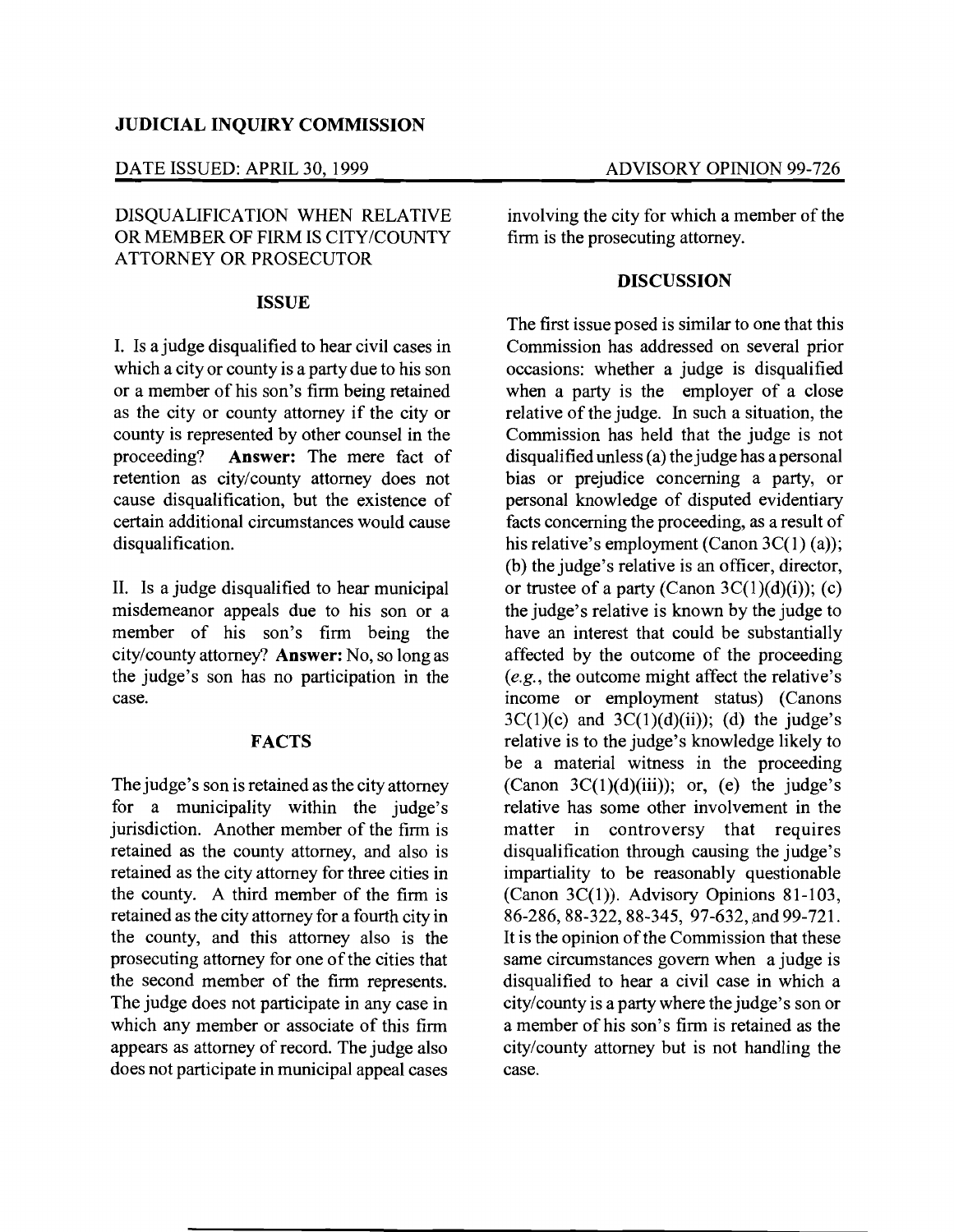**JUDICIAL INQUIRY COMMISSION**

DATE ISSUED: APRIL 30, 1999 — ADVISORY OPINION 99-726

DISQUALIFICATION WHEN RELATIVE OR MEMBER OF FIRM IS CITY/COUNTY ATTORNEY OR PROSECUTOR

## ISSUE

I. Is a judge disqualified to hear civil cases in which a city or county is a party due to his son or a member of his son's firm being retained as the city or county attorney if the city or county is represented by other counsel in the proceeding? **Answer:** The mere fact of retention as city/county attorney does not cause disqualification, but the existence of certain additional circumstances would cause disqualification.

II. Is a judge disqualified to hear municipal misdemeanor appeals due to his son or a member of his son's firm being the city/county attorney? **Answer:** No, so long as the judge's son has no participation in the case.

## FACTS

The judge's son is retained as the city attorney for a municipality within the judge's jurisdiction. Another member of the firm is retained as the county attorney, and also is retained as the city attorney for three cities in the county. A third member of the firm is retained as the city attorney for a fourth city in the county, and this attorney also is the prosecuting attorney for one of the cities that the second member of the firm represents. The judge does not participate in any case in which any member or associate of this firm appears as attorney of record. The judge also does not participate in municipal appeal cases involving the city for which a member of the firm is the prosecuting attorney.

## DISCUSSION

The first issue posed is similar to one that this Commission has addressed on several prior occasions: whether a judge is disqualified when a party is the employer of a close relative of the judge. In such a situation, the Commission has held that the judge is not disqualified unless (a) the judge has a personal bias or prejudice concerning a party, or personal knowledge of disputed evidentiary facts concerning the proceeding, as a result of his relative's employment (Canon 3C(1) (a)); (b) the judge's relative is an officer, director, or trustee of a party (Canon 3C(1)(d)(i)); (c) the judge's relative is known by the judge to have an interest that could be substantially affected by the outcome of the proceeding (*e.g.*, the outcome might affect the relative's income or employment status) (Canons 3C(1)(c) and 3C(1)(d)(ii)); (d) the judge's relative is to the judge's knowledge likely to be a material witness in the proceeding (Canon 3C(1)(d)(iii)); or, (e) the judge's relative has some other involvement in the matter in controversy that requires disqualification through causing the judge's impartiality to be reasonably questionable (Canon 3C(1)). Advisory Opinions 81-103, 86-286, 88-322, 88-345, 97-632, and 99-721. It is the opinion of the Commission that these same circumstances govern when a judge is disqualified to hear a civil case in which a city/county is a party where the judge's son or a member of his son's firm is retained as the city/county attorney but is not handling the case.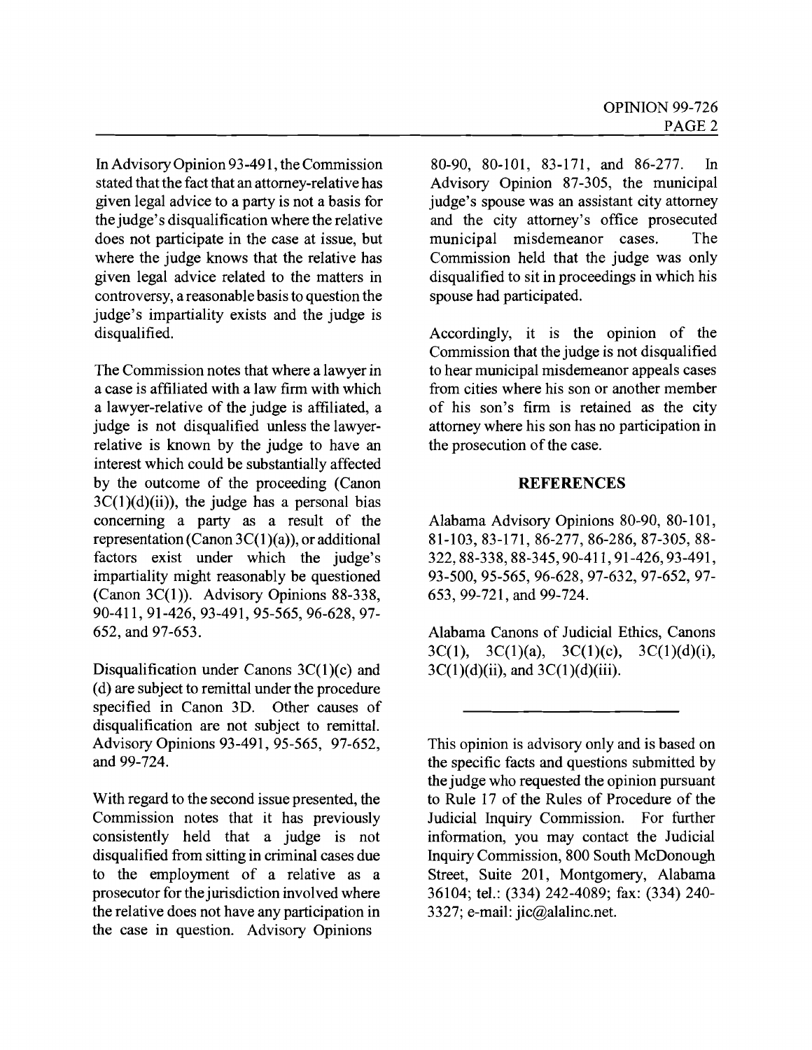In Advisory Opinion 93-491, the Commission stated that the fact that an attorney-relative has given legal advice to a party is not a basis for the judge's disqualification where the relative does not participate in the case at issue, but where the judge knows that the relative has given legal advice related to the matters in controversy, a reasonable basis to question the judge's impartiality exists and the judge is disqualified.

The Commission notes that where a lawyer in a case is affiliated with a law firm with which a lawyer-relative of the judge is affiliated, a judge is not disqualified unless the lawyer-relative is known by the judge to have an interest which could be substantially affected by the outcome of the proceeding (Canon 3C(1)(d)(ii)), the judge has a personal bias concerning a party as a result of the representation (Canon 3C(1)(a)), or additional factors exist under which the judge's impartiality might reasonably be questioned (Canon 3C(1)). Advisory Opinions 88-338, 90-411, 91-426, 93-491, 95-565, 96-628, 97-652, and 97-653.

Disqualification under Canons 3C(1)(c) and (d) are subject to remittal under the procedure specified in Canon 3D. Other causes of disqualification are not subject to remittal. Advisory Opinions 93-491, 95-565, 97-652, and 99-724.

With regard to the second issue presented, the Commission notes that it has previously consistently held that a judge is not disqualified from sitting in criminal cases due to the employment of a relative as a prosecutor for the jurisdiction involved where the relative does not have any participation in the case in question. Advisory Opinions 80-90, 80-101, 83-171, and 86-277. In Advisory Opinion 87-305, the municipal judge's spouse was an assistant city attorney and the city attorney's office prosecuted municipal misdemeanor cases. The Commission held that the judge was only disqualified to sit in proceedings in which his spouse had participated.

Accordingly, it is the opinion of the Commission that the judge is not disqualified to hear municipal misdemeanor appeals cases from cities where his son or another member of his son's firm is retained as the city attorney where his son has no participation in the prosecution of the case.

## REFERENCES

Alabama Advisory Opinions 80-90, 80-101, 81-103, 83-171, 86-277, 86-286, 87-305, 88-322, 88-338, 88-345, 90-411, 91-426, 93-491, 93-500, 95-565, 96-628, 97-632, 97-652, 97-653, 99-721, and 99-724.

Alabama Canons of Judicial Ethics, Canons 3C(1), 3C(1)(a), 3C(1)(c), 3C(1)(d)(i), 3C(1)(d)(ii), and 3C(1)(d)(iii).

---

This opinion is advisory only and is based on the specific facts and questions submitted by the judge who requested the opinion pursuant to Rule 17 of the Rules of Procedure of the Judicial Inquiry Commission. For further information, you may contact the Judicial Inquiry Commission, 800 South McDonough Street, Suite 201, Montgomery, Alabama 36104; tel.: (334) 242-4089; fax: (334) 240-3327; e-mail: jic@alalinc.net.